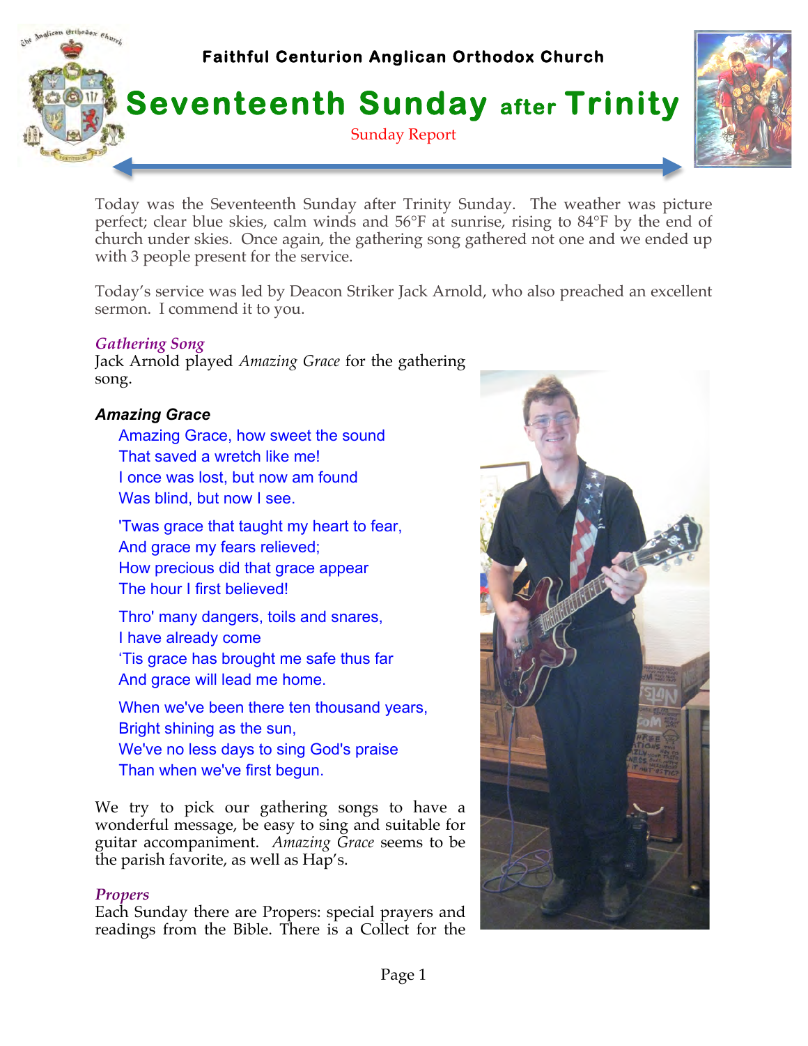**Faithful Centurion Anglican Orthodox Church**

# Seventeenth Sunday after Trinity

Sunday Report

Today was the Seventeenth Sunday after Trinity Sunday. The weather was picture perfect; clear blue skies, calm winds and 56°F at sunrise, rising to 84°F by the end of church under skies. Once again, the gathering song gathered not one and we ended up with 3 people present for the service.

Today's service was led by Deacon Striker Jack Arnold, who also preached an excellent sermon. I commend it to you.

### *Gathering Song*

Jack Arnold played *Amazing Grace* for the gathering song.

### *Amazing Grace*

Amazing Grace, how sweet the sound
That saved a wretch like me!
I once was lost, but now am found
Was blind, but now I see.

'Twas grace that taught my heart to fear,
And grace my fears relieved;
How precious did that grace appear
The hour I first believed!

Thro' many dangers, toils and snares,
I have already come
'Tis grace has brought me safe thus far
And grace will lead me home.

When we've been there ten thousand years,
Bright shining as the sun,
We've no less days to sing God's praise
Than when we've first begun.

We try to pick our gathering songs to have a wonderful message, be easy to sing and suitable for guitar accompaniment. *Amazing Grace* seems to be the parish favorite, as well as Hap's.

### *Propers*

Each Sunday there are Propers: special prayers and readings from the Bible. There is a Collect for the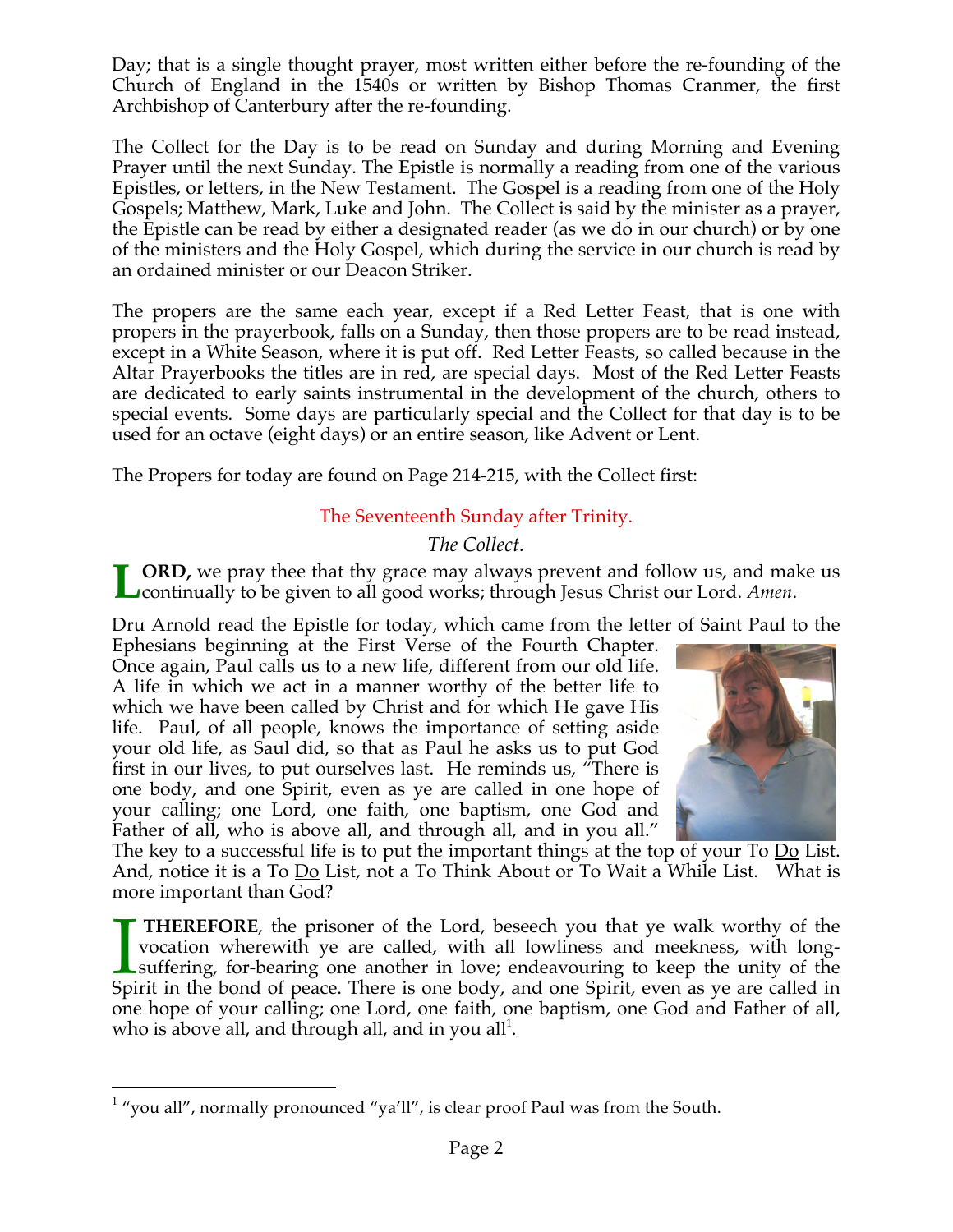Day; that is a single thought prayer, most written either before the re-founding of the Church of England in the 1540s or written by Bishop Thomas Cranmer, the first Archbishop of Canterbury after the re-founding.

The Collect for the Day is to be read on Sunday and during Morning and Evening Prayer until the next Sunday. The Epistle is normally a reading from one of the various Epistles, or letters, in the New Testament. The Gospel is a reading from one of the Holy Gospels; Matthew, Mark, Luke and John. The Collect is said by the minister as a prayer, the Epistle can be read by either a designated reader (as we do in our church) or by one of the ministers and the Holy Gospel, which during the service in our church is read by an ordained minister or our Deacon Striker.

The propers are the same each year, except if a Red Letter Feast, that is one with propers in the prayerbook, falls on a Sunday, then those propers are to be read instead, except in a White Season, where it is put off. Red Letter Feasts, so called because in the Altar Prayerbooks the titles are in red, are special days. Most of the Red Letter Feasts are dedicated to early saints instrumental in the development of the church, others to special events. Some days are particularly special and the Collect for that day is to be used for an octave (eight days) or an entire season, like Advent or Lent.

The Propers for today are found on Page 214-215, with the Collect first:

## The Seventeenth Sunday after Trinity.

*The Collect.*

**LORD,** we pray thee that thy grace may always prevent and follow us, and make us continually to be given to all good works; through Jesus Christ our Lord. *Amen*.

Dru Arnold read the Epistle for today, which came from the letter of Saint Paul to the Ephesians beginning at the First Verse of the Fourth Chapter. Once again, Paul calls us to a new life, different from our old life. A life in which we act in a manner worthy of the better life to which we have been called by Christ and for which He gave His life. Paul, of all people, knows the importance of setting aside your old life, as Saul did, so that as Paul he asks us to put God first in our lives, to put ourselves last. He reminds us, "There is one body, and one Spirit, even as ye are called in one hope of your calling; one Lord, one faith, one baptism, one God and Father of all, who is above all, and through all, and in you all." The key to a successful life is to put the important things at the top of your To Do List. And, notice it is a To Do List, not a To Think About or To Wait a While List. What is more important than God?

**I THEREFORE**, the prisoner of the Lord, beseech you that ye walk worthy of the vocation wherewith ye are called, with all lowliness and meekness, with long-suffering, for-bearing one another in love; endeavouring to keep the unity of the Spirit in the bond of peace. There is one body, and one Spirit, even as ye are called in one hope of your calling; one Lord, one faith, one baptism, one God and Father of all, who is above all, and through all, and in you all[1].

[1] "you all", normally pronounced "ya'll", is clear proof Paul was from the South.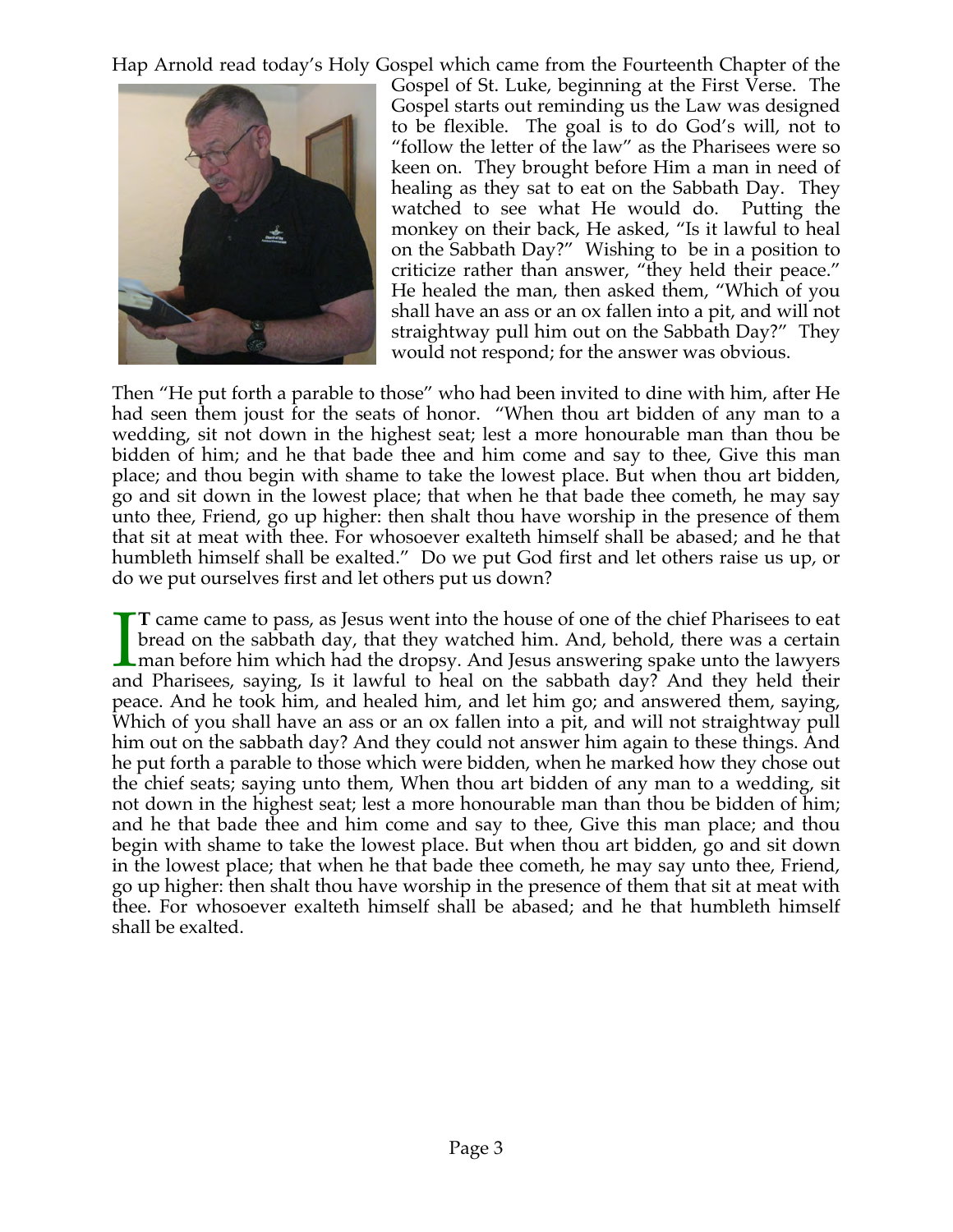Hap Arnold read today's Holy Gospel which came from the Fourteenth Chapter of the Gospel of St. Luke, beginning at the First Verse. The Gospel starts out reminding us the Law was designed to be flexible. The goal is to do God's will, not to "follow the letter of the law" as the Pharisees were so keen on. They brought before Him a man in need of healing as they sat to eat on the Sabbath Day. They watched to see what He would do. Putting the monkey on their back, He asked, "Is it lawful to heal on the Sabbath Day?" Wishing to be in a position to criticize rather than answer, "they held their peace." He healed the man, then asked them, "Which of you shall have an ass or an ox fallen into a pit, and will not straightway pull him out on the Sabbath Day?" They would not respond; for the answer was obvious.

Then "He put forth a parable to those" who had been invited to dine with him, after He had seen them joust for the seats of honor. "When thou art bidden of any man to a wedding, sit not down in the highest seat; lest a more honourable man than thou be bidden of him; and he that bade thee and him come and say to thee, Give this man place; and thou begin with shame to take the lowest place. But when thou art bidden, go and sit down in the lowest place; that when he that bade thee cometh, he may say unto thee, Friend, go up higher: then shalt thou have worship in the presence of them that sit at meat with thee. For whosoever exalteth himself shall be abased; and he that humbleth himself shall be exalted." Do we put God first and let others raise us up, or do we put ourselves first and let others put us down?

**IT** came came to pass, as Jesus went into the house of one of the chief Pharisees to eat bread on the sabbath day, that they watched him. And, behold, there was a certain man before him which had the dropsy. And Jesus answering spake unto the lawyers and Pharisees, saying, Is it lawful to heal on the sabbath day? And they held their peace. And he took him, and healed him, and let him go; and answered them, saying, Which of you shall have an ass or an ox fallen into a pit, and will not straightway pull him out on the sabbath day? And they could not answer him again to these things. And he put forth a parable to those which were bidden, when he marked how they chose out the chief seats; saying unto them, When thou art bidden of any man to a wedding, sit not down in the highest seat; lest a more honourable man than thou be bidden of him; and he that bade thee and him come and say to thee, Give this man place; and thou begin with shame to take the lowest place. But when thou art bidden, go and sit down in the lowest place; that when he that bade thee cometh, he may say unto thee, Friend, go up higher: then shalt thou have worship in the presence of them that sit at meat with thee. For whosoever exalteth himself shall be abased; and he that humbleth himself shall be exalted.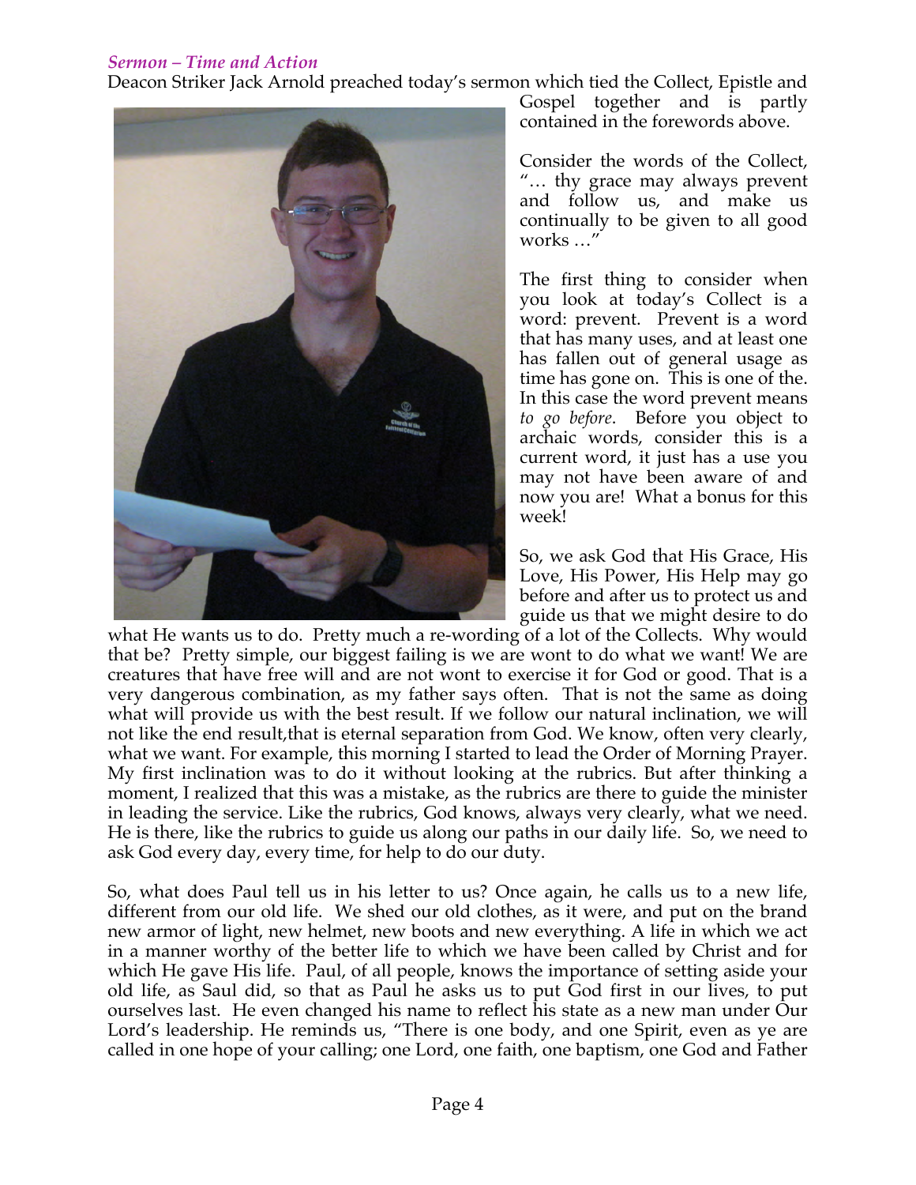### *Sermon – Time and Action*

Deacon Striker Jack Arnold preached today's sermon which tied the Collect, Epistle and Gospel together and is partly contained in the forewords above.

Consider the words of the Collect, "… thy grace may always prevent and follow us, and make us continually to be given to all good works …"

The first thing to consider when you look at today's Collect is a word: prevent. Prevent is a word that has many uses, and at least one has fallen out of general usage as time has gone on. This is one of the. In this case the word prevent means *to go before*. Before you object to archaic words, consider this is a current word, it just has a use you may not have been aware of and now you are! What a bonus for this week!

So, we ask God that His Grace, His Love, His Power, His Help may go before and after us to protect us and guide us that we might desire to do what He wants us to do. Pretty much a re-wording of a lot of the Collects. Why would that be? Pretty simple, our biggest failing is we are wont to do what we want! We are creatures that have free will and are not wont to exercise it for God or good. That is a very dangerous combination, as my father says often. That is not the same as doing what will provide us with the best result. If we follow our natural inclination, we will not like the end result,that is eternal separation from God. We know, often very clearly, what we want. For example, this morning I started to lead the Order of Morning Prayer. My first inclination was to do it without looking at the rubrics. But after thinking a moment, I realized that this was a mistake, as the rubrics are there to guide the minister in leading the service. Like the rubrics, God knows, always very clearly, what we need. He is there, like the rubrics to guide us along our paths in our daily life. So, we need to ask God every day, every time, for help to do our duty.

So, what does Paul tell us in his letter to us? Once again, he calls us to a new life, different from our old life. We shed our old clothes, as it were, and put on the brand new armor of light, new helmet, new boots and new everything. A life in which we act in a manner worthy of the better life to which we have been called by Christ and for which He gave His life. Paul, of all people, knows the importance of setting aside your old life, as Saul did, so that as Paul he asks us to put God first in our lives, to put ourselves last. He even changed his name to reflect his state as a new man under Our Lord's leadership. He reminds us, "There is one body, and one Spirit, even as ye are called in one hope of your calling; one Lord, one faith, one baptism, one God and Father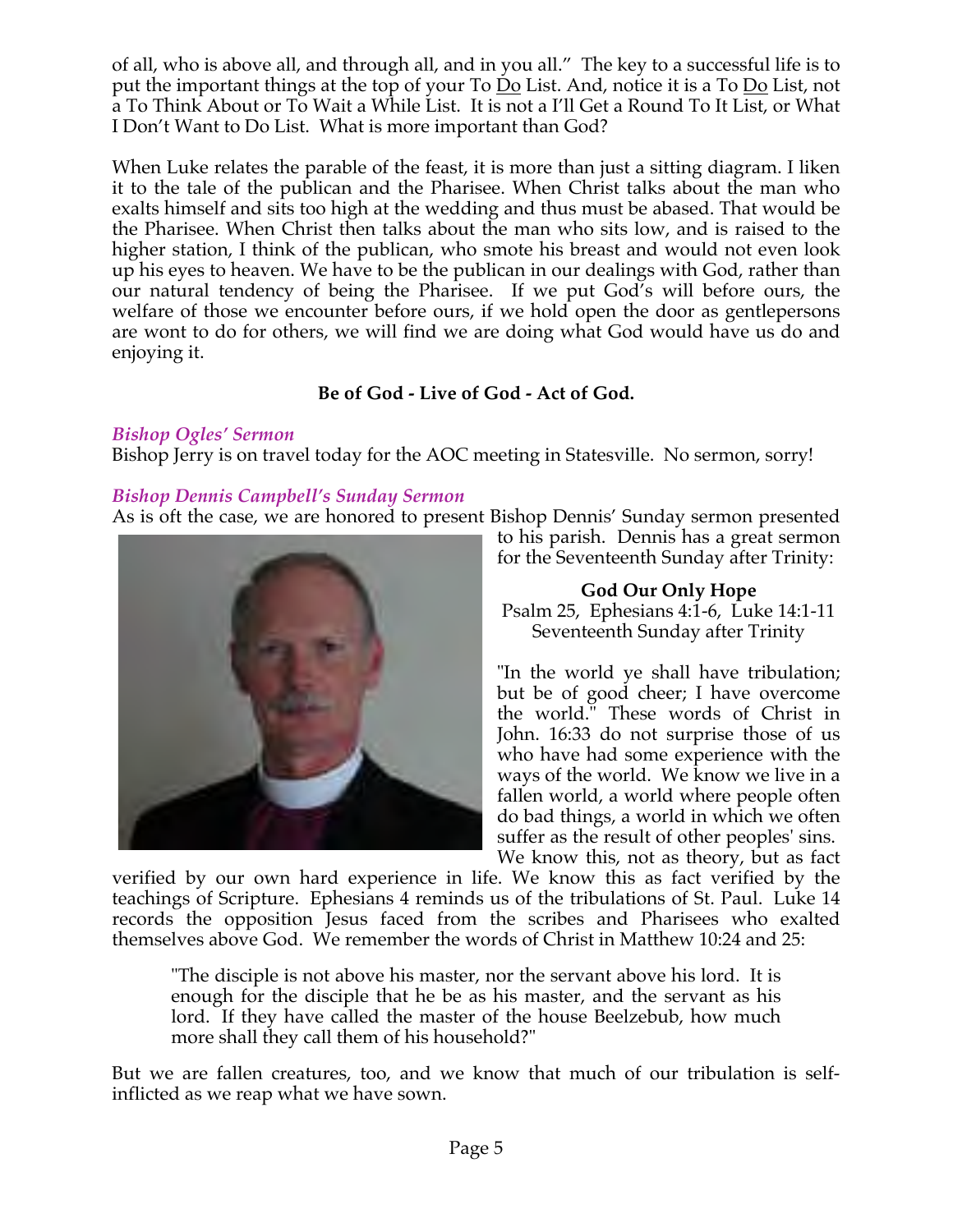of all, who is above all, and through all, and in you all." The key to a successful life is to put the important things at the top of your To Do List. And, notice it is a To Do List, not a To Think About or To Wait a While List. It is not a I'll Get a Round To It List, or What I Don't Want to Do List. What is more important than God?

When Luke relates the parable of the feast, it is more than just a sitting diagram. I liken it to the tale of the publican and the Pharisee. When Christ talks about the man who exalts himself and sits too high at the wedding and thus must be abased. That would be the Pharisee. When Christ then talks about the man who sits low, and is raised to the higher station, I think of the publican, who smote his breast and would not even look up his eyes to heaven. We have to be the publican in our dealings with God, rather than our natural tendency of being the Pharisee. If we put God's will before ours, the welfare of those we encounter before ours, if we hold open the door as gentlepersons are wont to do for others, we will find we are doing what God would have us do and enjoying it.

**Be of God - Live of God - Act of God.**

### *Bishop Ogles' Sermon*

Bishop Jerry is on travel today for the AOC meeting in Statesville. No sermon, sorry!

### *Bishop Dennis Campbell's Sunday Sermon*

As is oft the case, we are honored to present Bishop Dennis' Sunday sermon presented to his parish. Dennis has a great sermon for the Seventeenth Sunday after Trinity:

**God Our Only Hope**
Psalm 25, Ephesians 4:1-6, Luke 14:1-11
Seventeenth Sunday after Trinity

"In the world ye shall have tribulation; but be of good cheer; I have overcome the world." These words of Christ in John. 16:33 do not surprise those of us who have had some experience with the ways of the world. We know we live in a fallen world, a world where people often do bad things, a world in which we often suffer as the result of other peoples' sins. We know this, not as theory, but as fact verified by our own hard experience in life. We know this as fact verified by the teachings of Scripture. Ephesians 4 reminds us of the tribulations of St. Paul. Luke 14 records the opposition Jesus faced from the scribes and Pharisees who exalted themselves above God. We remember the words of Christ in Matthew 10:24 and 25:

> "The disciple is not above his master, nor the servant above his lord. It is enough for the disciple that he be as his master, and the servant as his lord. If they have called the master of the house Beelzebub, how much more shall they call them of his household?"

But we are fallen creatures, too, and we know that much of our tribulation is self-inflicted as we reap what we have sown.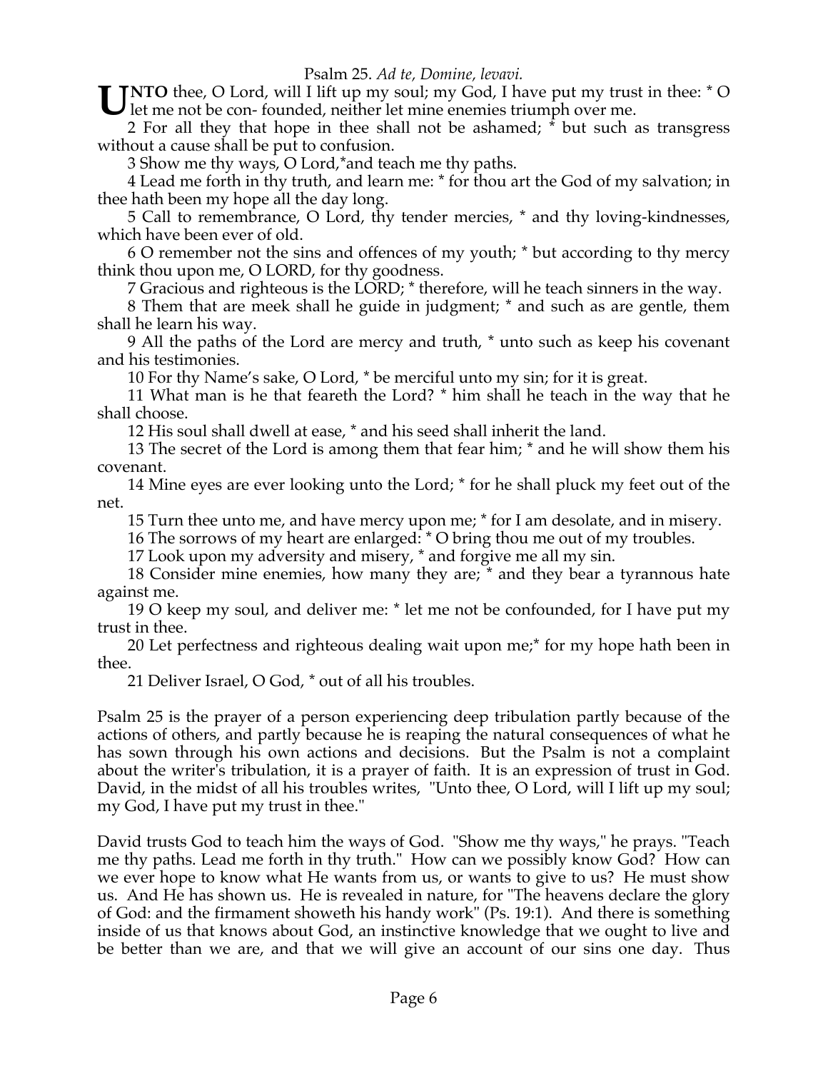Psalm 25. *Ad te, Domine, levavi.*

**UNTO** thee, O Lord, will I lift up my soul; my God, I have put my trust in thee: * O let me not be con- founded, neither let mine enemies triumph over me.

2 For all they that hope in thee shall not be ashamed; * but such as transgress without a cause shall be put to confusion.

3 Show me thy ways, O Lord,*and teach me thy paths.

4 Lead me forth in thy truth, and learn me: * for thou art the God of my salvation; in thee hath been my hope all the day long.

5 Call to remembrance, O Lord, thy tender mercies, * and thy loving-kindnesses, which have been ever of old.

6 O remember not the sins and offences of my youth; * but according to thy mercy think thou upon me, O LORD, for thy goodness.

7 Gracious and righteous is the LORD; * therefore, will he teach sinners in the way.

8 Them that are meek shall he guide in judgment; * and such as are gentle, them shall he learn his way.

9 All the paths of the Lord are mercy and truth, * unto such as keep his covenant and his testimonies.

10 For thy Name's sake, O Lord, * be merciful unto my sin; for it is great.

11 What man is he that feareth the Lord? * him shall he teach in the way that he shall choose.

12 His soul shall dwell at ease, * and his seed shall inherit the land.

13 The secret of the Lord is among them that fear him; * and he will show them his covenant.

14 Mine eyes are ever looking unto the Lord; * for he shall pluck my feet out of the net.

15 Turn thee unto me, and have mercy upon me; * for I am desolate, and in misery.

16 The sorrows of my heart are enlarged: * O bring thou me out of my troubles.

17 Look upon my adversity and misery, * and forgive me all my sin.

18 Consider mine enemies, how many they are; * and they bear a tyrannous hate against me.

19 O keep my soul, and deliver me: * let me not be confounded, for I have put my trust in thee.

20 Let perfectness and righteous dealing wait upon me;* for my hope hath been in thee.

21 Deliver Israel, O God, * out of all his troubles.

Psalm 25 is the prayer of a person experiencing deep tribulation partly because of the actions of others, and partly because he is reaping the natural consequences of what he has sown through his own actions and decisions. But the Psalm is not a complaint about the writer's tribulation, it is a prayer of faith. It is an expression of trust in God. David, in the midst of all his troubles writes, "Unto thee, O Lord, will I lift up my soul; my God, I have put my trust in thee."

David trusts God to teach him the ways of God. "Show me thy ways," he prays. "Teach me thy paths. Lead me forth in thy truth." How can we possibly know God? How can we ever hope to know what He wants from us, or wants to give to us? He must show us. And He has shown us. He is revealed in nature, for "The heavens declare the glory of God: and the firmament showeth his handy work" (Ps. 19:1). And there is something inside of us that knows about God, an instinctive knowledge that we ought to live and be better than we are, and that we will give an account of our sins one day. Thus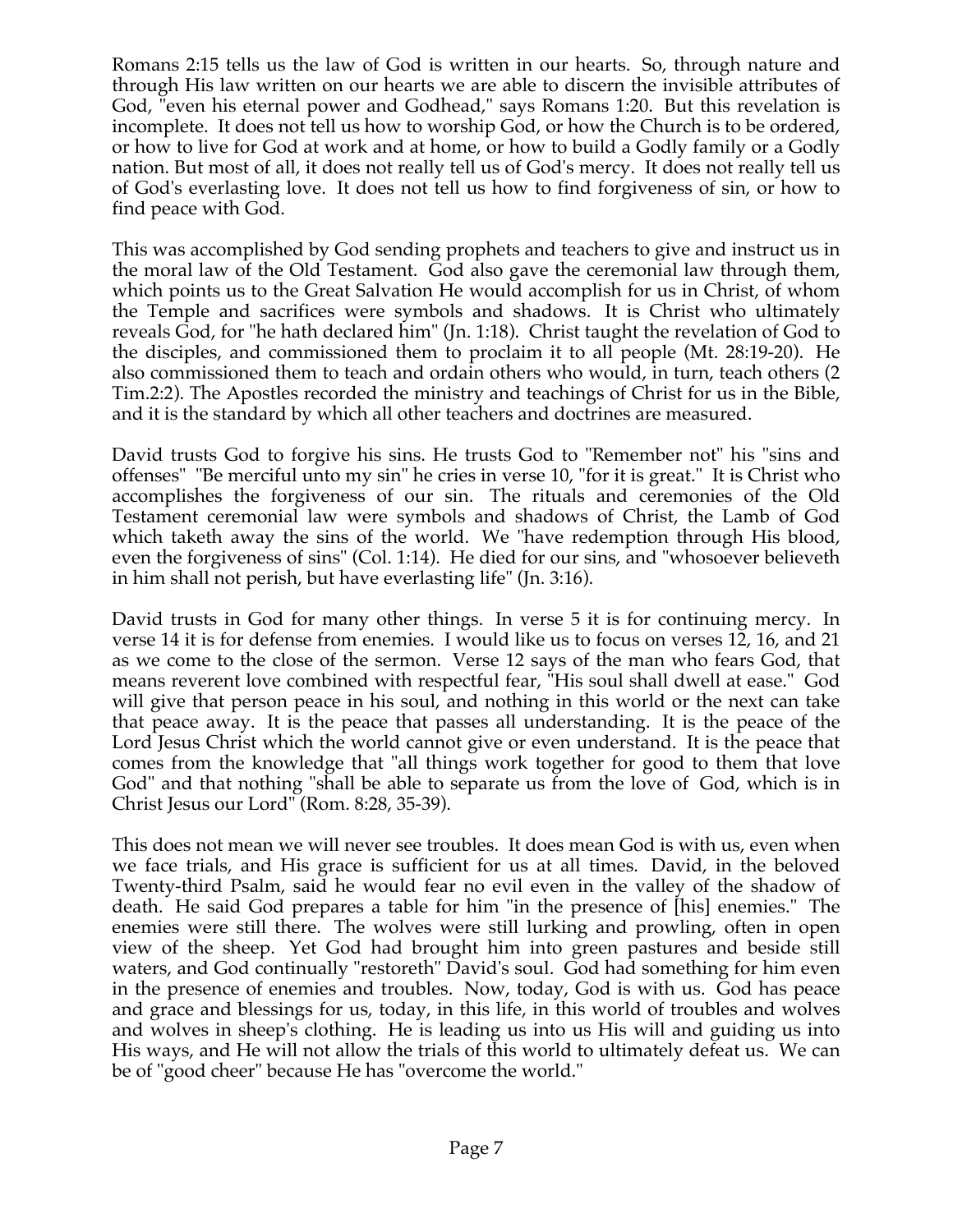Romans 2:15 tells us the law of God is written in our hearts. So, through nature and through His law written on our hearts we are able to discern the invisible attributes of God, "even his eternal power and Godhead," says Romans 1:20. But this revelation is incomplete. It does not tell us how to worship God, or how the Church is to be ordered, or how to live for God at work and at home, or how to build a Godly family or a Godly nation. But most of all, it does not really tell us of God's mercy. It does not really tell us of God's everlasting love. It does not tell us how to find forgiveness of sin, or how to find peace with God.

This was accomplished by God sending prophets and teachers to give and instruct us in the moral law of the Old Testament. God also gave the ceremonial law through them, which points us to the Great Salvation He would accomplish for us in Christ, of whom the Temple and sacrifices were symbols and shadows. It is Christ who ultimately reveals God, for "he hath declared him" (Jn. 1:18). Christ taught the revelation of God to the disciples, and commissioned them to proclaim it to all people (Mt. 28:19-20). He also commissioned them to teach and ordain others who would, in turn, teach others (2 Tim.2:2). The Apostles recorded the ministry and teachings of Christ for us in the Bible, and it is the standard by which all other teachers and doctrines are measured.

David trusts God to forgive his sins. He trusts God to "Remember not" his "sins and offenses" "Be merciful unto my sin" he cries in verse 10, "for it is great." It is Christ who accomplishes the forgiveness of our sin. The rituals and ceremonies of the Old Testament ceremonial law were symbols and shadows of Christ, the Lamb of God which taketh away the sins of the world. We "have redemption through His blood, even the forgiveness of sins" (Col. 1:14). He died for our sins, and "whosoever believeth in him shall not perish, but have everlasting life" (Jn. 3:16).

David trusts in God for many other things. In verse 5 it is for continuing mercy. In verse 14 it is for defense from enemies. I would like us to focus on verses 12, 16, and 21 as we come to the close of the sermon. Verse 12 says of the man who fears God, that means reverent love combined with respectful fear, "His soul shall dwell at ease." God will give that person peace in his soul, and nothing in this world or the next can take that peace away. It is the peace that passes all understanding. It is the peace of the Lord Jesus Christ which the world cannot give or even understand. It is the peace that comes from the knowledge that "all things work together for good to them that love God" and that nothing "shall be able to separate us from the love of God, which is in Christ Jesus our Lord" (Rom. 8:28, 35-39).

This does not mean we will never see troubles. It does mean God is with us, even when we face trials, and His grace is sufficient for us at all times. David, in the beloved Twenty-third Psalm, said he would fear no evil even in the valley of the shadow of death. He said God prepares a table for him "in the presence of [his] enemies." The enemies were still there. The wolves were still lurking and prowling, often in open view of the sheep. Yet God had brought him into green pastures and beside still waters, and God continually "restoreth" David's soul. God had something for him even in the presence of enemies and troubles. Now, today, God is with us. God has peace and grace and blessings for us, today, in this life, in this world of troubles and wolves and wolves in sheep's clothing. He is leading us into us His will and guiding us into His ways, and He will not allow the trials of this world to ultimately defeat us. We can be of "good cheer" because He has "overcome the world."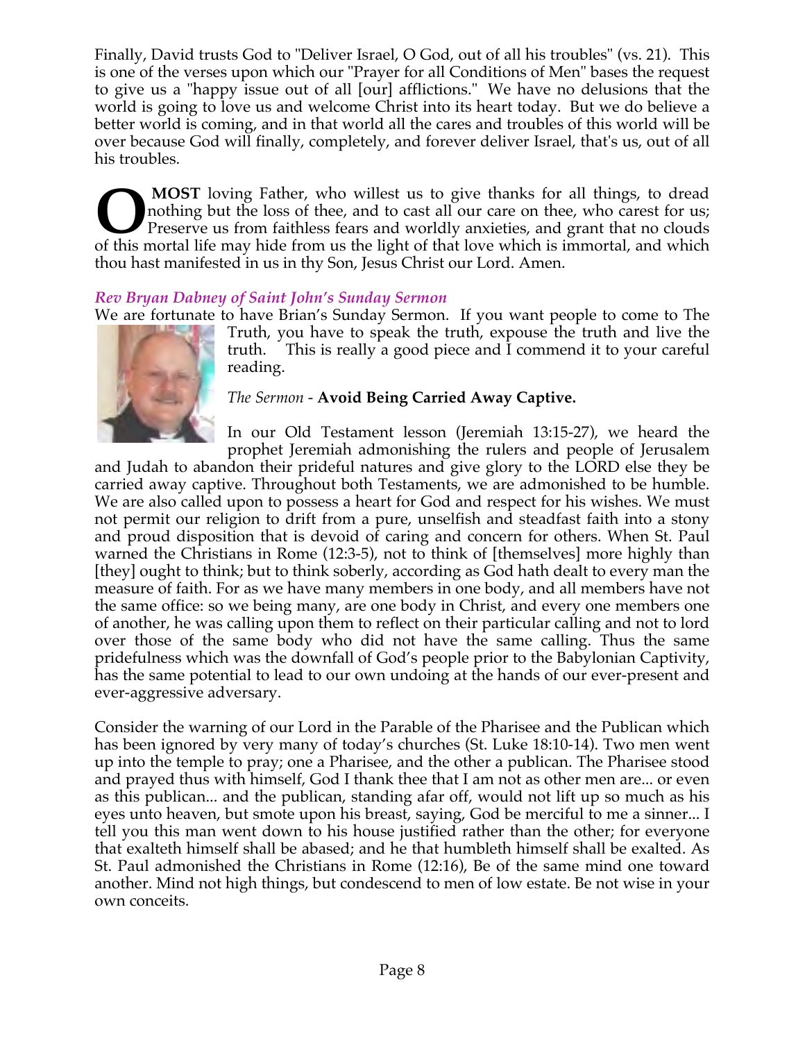Finally, David trusts God to "Deliver Israel, O God, out of all his troubles" (vs. 21). This is one of the verses upon which our "Prayer for all Conditions of Men" bases the request to give us a "happy issue out of all [our] afflictions." We have no delusions that the world is going to love us and welcome Christ into its heart today. But we do believe a better world is coming, and in that world all the cares and troubles of this world will be over because God will finally, completely, and forever deliver Israel, that's us, out of all his troubles.

**O MOST** loving Father, who willest us to give thanks for all things, to dread nothing but the loss of thee, and to cast all our care on thee, who carest for us; Preserve us from faithless fears and worldly anxieties, and grant that no clouds of this mortal life may hide from us the light of that love which is immortal, and which thou hast manifested in us in thy Son, Jesus Christ our Lord. Amen.

***Rev Bryan Dabney of Saint John's Sunday Sermon***

We are fortunate to have Brian's Sunday Sermon. If you want people to come to The Truth, you have to speak the truth, expouse the truth and live the truth. This is really a good piece and I commend it to your careful reading.

*The Sermon* - **Avoid Being Carried Away Captive.**

In our Old Testament lesson (Jeremiah 13:15-27), we heard the prophet Jeremiah admonishing the rulers and people of Jerusalem and Judah to abandon their prideful natures and give glory to the LORD else they be carried away captive. Throughout both Testaments, we are admonished to be humble. We are also called upon to possess a heart for God and respect for his wishes. We must not permit our religion to drift from a pure, unselfish and steadfast faith into a stony and proud disposition that is devoid of caring and concern for others. When St. Paul warned the Christians in Rome (12:3-5), not to think of [themselves] more highly than [they] ought to think; but to think soberly, according as God hath dealt to every man the measure of faith. For as we have many members in one body, and all members have not the same office: so we being many, are one body in Christ, and every one members one of another, he was calling upon them to reflect on their particular calling and not to lord over those of the same body who did not have the same calling. Thus the same pridefulness which was the downfall of God's people prior to the Babylonian Captivity, has the same potential to lead to our own undoing at the hands of our ever-present and ever-aggressive adversary.

Consider the warning of our Lord in the Parable of the Pharisee and the Publican which has been ignored by very many of today's churches (St. Luke 18:10-14). Two men went up into the temple to pray; one a Pharisee, and the other a publican. The Pharisee stood and prayed thus with himself, God I thank thee that I am not as other men are... or even as this publican... and the publican, standing afar off, would not lift up so much as his eyes unto heaven, but smote upon his breast, saying, God be merciful to me a sinner... I tell you this man went down to his house justified rather than the other; for everyone that exalteth himself shall be abased; and he that humbleth himself shall be exalted. As St. Paul admonished the Christians in Rome (12:16), Be of the same mind one toward another. Mind not high things, but condescend to men of low estate. Be not wise in your own conceits.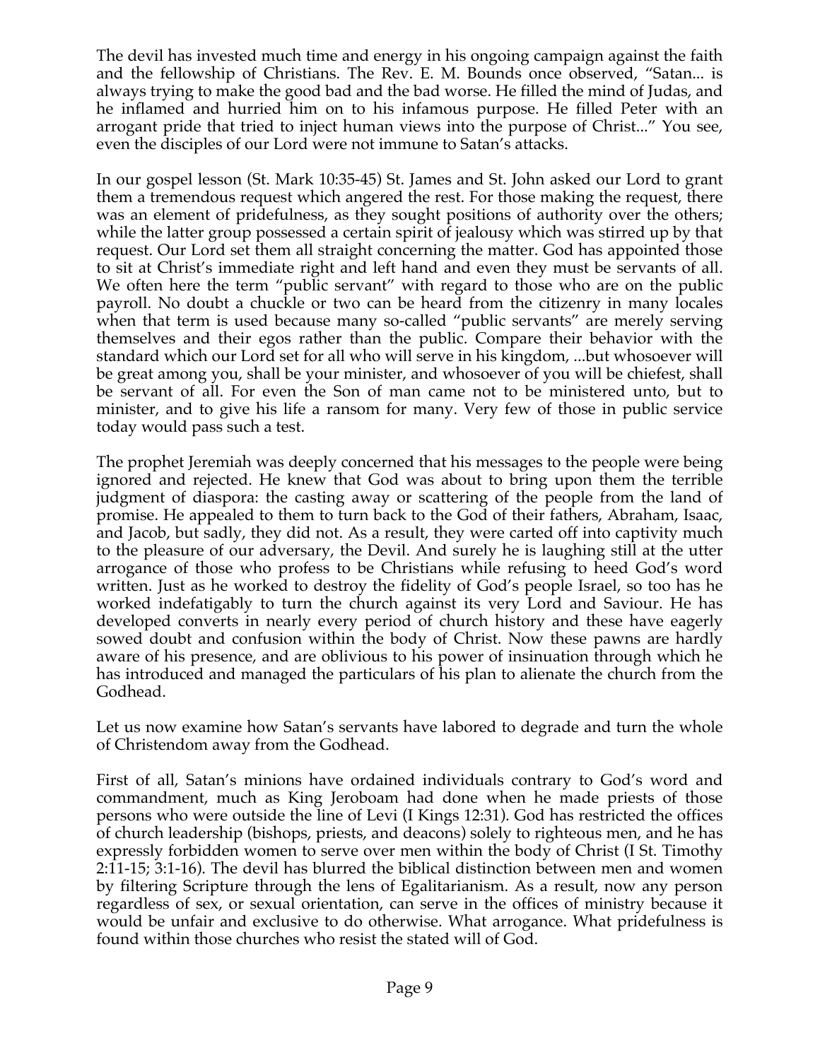The devil has invested much time and energy in his ongoing campaign against the faith and the fellowship of Christians. The Rev. E. M. Bounds once observed, "Satan... is always trying to make the good bad and the bad worse. He filled the mind of Judas, and he inflamed and hurried him on to his infamous purpose. He filled Peter with an arrogant pride that tried to inject human views into the purpose of Christ..." You see, even the disciples of our Lord were not immune to Satan's attacks.

In our gospel lesson (St. Mark 10:35-45) St. James and St. John asked our Lord to grant them a tremendous request which angered the rest. For those making the request, there was an element of pridefulness, as they sought positions of authority over the others; while the latter group possessed a certain spirit of jealousy which was stirred up by that request. Our Lord set them all straight concerning the matter. God has appointed those to sit at Christ's immediate right and left hand and even they must be servants of all. We often here the term "public servant" with regard to those who are on the public payroll. No doubt a chuckle or two can be heard from the citizenry in many locales when that term is used because many so-called "public servants" are merely serving themselves and their egos rather than the public. Compare their behavior with the standard which our Lord set for all who will serve in his kingdom, ...but whosoever will be great among you, shall be your minister, and whosoever of you will be chiefest, shall be servant of all. For even the Son of man came not to be ministered unto, but to minister, and to give his life a ransom for many. Very few of those in public service today would pass such a test.

The prophet Jeremiah was deeply concerned that his messages to the people were being ignored and rejected. He knew that God was about to bring upon them the terrible judgment of diaspora: the casting away or scattering of the people from the land of promise. He appealed to them to turn back to the God of their fathers, Abraham, Isaac, and Jacob, but sadly, they did not. As a result, they were carted off into captivity much to the pleasure of our adversary, the Devil. And surely he is laughing still at the utter arrogance of those who profess to be Christians while refusing to heed God's word written. Just as he worked to destroy the fidelity of God's people Israel, so too has he worked indefatigably to turn the church against its very Lord and Saviour. He has developed converts in nearly every period of church history and these have eagerly sowed doubt and confusion within the body of Christ. Now these pawns are hardly aware of his presence, and are oblivious to his power of insinuation through which he has introduced and managed the particulars of his plan to alienate the church from the Godhead.

Let us now examine how Satan's servants have labored to degrade and turn the whole of Christendom away from the Godhead.

First of all, Satan's minions have ordained individuals contrary to God's word and commandment, much as King Jeroboam had done when he made priests of those persons who were outside the line of Levi (I Kings 12:31). God has restricted the offices of church leadership (bishops, priests, and deacons) solely to righteous men, and he has expressly forbidden women to serve over men within the body of Christ (I St. Timothy 2:11-15; 3:1-16). The devil has blurred the biblical distinction between men and women by filtering Scripture through the lens of Egalitarianism. As a result, now any person regardless of sex, or sexual orientation, can serve in the offices of ministry because it would be unfair and exclusive to do otherwise. What arrogance. What pridefulness is found within those churches who resist the stated will of God.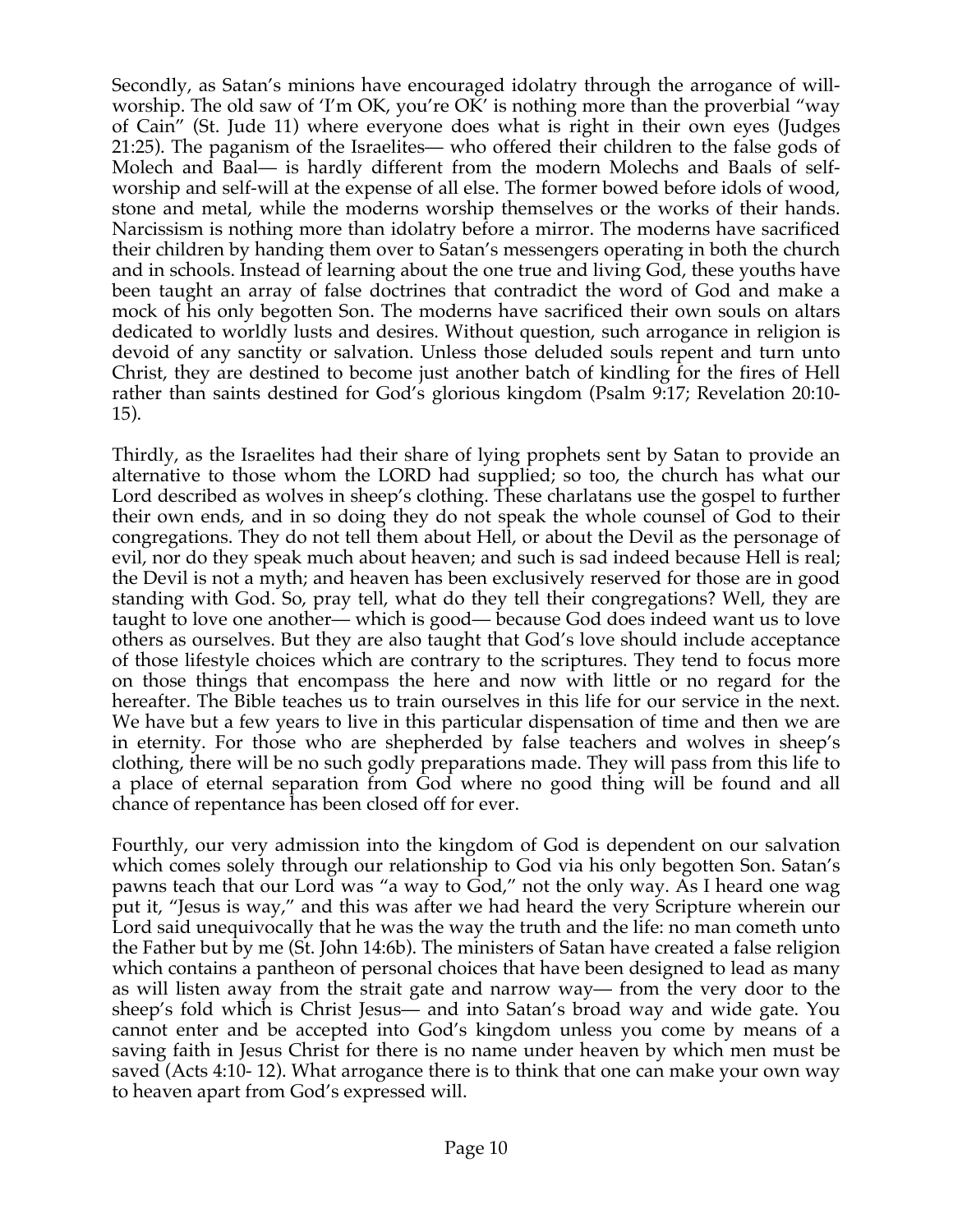Secondly, as Satan's minions have encouraged idolatry through the arrogance of will-worship. The old saw of 'I'm OK, you're OK' is nothing more than the proverbial "way of Cain" (St. Jude 11) where everyone does what is right in their own eyes (Judges 21:25). The paganism of the Israelites— who offered their children to the false gods of Molech and Baal— is hardly different from the modern Molechs and Baals of self-worship and self-will at the expense of all else. The former bowed before idols of wood, stone and metal, while the moderns worship themselves or the works of their hands. Narcissism is nothing more than idolatry before a mirror. The moderns have sacrificed their children by handing them over to Satan's messengers operating in both the church and in schools. Instead of learning about the one true and living God, these youths have been taught an array of false doctrines that contradict the word of God and make a mock of his only begotten Son. The moderns have sacrificed their own souls on altars dedicated to worldly lusts and desires. Without question, such arrogance in religion is devoid of any sanctity or salvation. Unless those deluded souls repent and turn unto Christ, they are destined to become just another batch of kindling for the fires of Hell rather than saints destined for God's glorious kingdom (Psalm 9:17; Revelation 20:10-15).

Thirdly, as the Israelites had their share of lying prophets sent by Satan to provide an alternative to those whom the LORD had supplied; so too, the church has what our Lord described as wolves in sheep's clothing. These charlatans use the gospel to further their own ends, and in so doing they do not speak the whole counsel of God to their congregations. They do not tell them about Hell, or about the Devil as the personage of evil, nor do they speak much about heaven; and such is sad indeed because Hell is real; the Devil is not a myth; and heaven has been exclusively reserved for those are in good standing with God. So, pray tell, what do they tell their congregations? Well, they are taught to love one another— which is good— because God does indeed want us to love others as ourselves. But they are also taught that God's love should include acceptance of those lifestyle choices which are contrary to the scriptures. They tend to focus more on those things that encompass the here and now with little or no regard for the hereafter. The Bible teaches us to train ourselves in this life for our service in the next. We have but a few years to live in this particular dispensation of time and then we are in eternity. For those who are shepherded by false teachers and wolves in sheep's clothing, there will be no such godly preparations made. They will pass from this life to a place of eternal separation from God where no good thing will be found and all chance of repentance has been closed off for ever.

Fourthly, our very admission into the kingdom of God is dependent on our salvation which comes solely through our relationship to God via his only begotten Son. Satan's pawns teach that our Lord was "a way to God," not the only way. As I heard one wag put it, "Jesus is way," and this was after we had heard the very Scripture wherein our Lord said unequivocally that he was the way the truth and the life: no man cometh unto the Father but by me (St. John 14:6b). The ministers of Satan have created a false religion which contains a pantheon of personal choices that have been designed to lead as many as will listen away from the strait gate and narrow way— from the very door to the sheep's fold which is Christ Jesus— and into Satan's broad way and wide gate. You cannot enter and be accepted into God's kingdom unless you come by means of a saving faith in Jesus Christ for there is no name under heaven by which men must be saved (Acts 4:10- 12). What arrogance there is to think that one can make your own way to heaven apart from God's expressed will.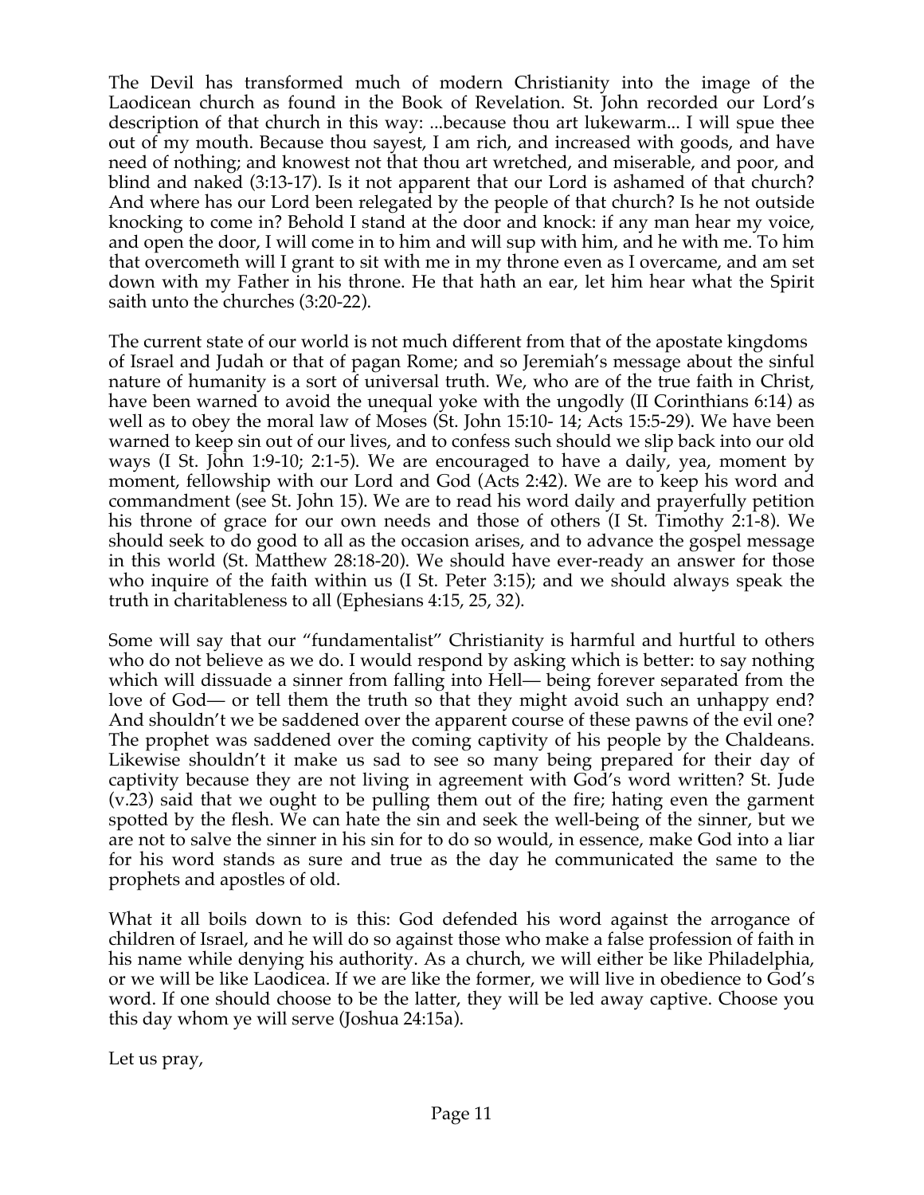The Devil has transformed much of modern Christianity into the image of the Laodicean church as found in the Book of Revelation. St. John recorded our Lord's description of that church in this way: ...because thou art lukewarm... I will spue thee out of my mouth. Because thou sayest, I am rich, and increased with goods, and have need of nothing; and knowest not that thou art wretched, and miserable, and poor, and blind and naked (3:13-17). Is it not apparent that our Lord is ashamed of that church? And where has our Lord been relegated by the people of that church? Is he not outside knocking to come in? Behold I stand at the door and knock: if any man hear my voice, and open the door, I will come in to him and will sup with him, and he with me. To him that overcometh will I grant to sit with me in my throne even as I overcame, and am set down with my Father in his throne. He that hath an ear, let him hear what the Spirit saith unto the churches (3:20-22).

The current state of our world is not much different from that of the apostate kingdoms of Israel and Judah or that of pagan Rome; and so Jeremiah's message about the sinful nature of humanity is a sort of universal truth. We, who are of the true faith in Christ, have been warned to avoid the unequal yoke with the ungodly (II Corinthians 6:14) as well as to obey the moral law of Moses (St. John 15:10- 14; Acts 15:5-29). We have been warned to keep sin out of our lives, and to confess such should we slip back into our old ways (I St. John 1:9-10; 2:1-5). We are encouraged to have a daily, yea, moment by moment, fellowship with our Lord and God (Acts 2:42). We are to keep his word and commandment (see St. John 15). We are to read his word daily and prayerfully petition his throne of grace for our own needs and those of others (I St. Timothy 2:1-8). We should seek to do good to all as the occasion arises, and to advance the gospel message in this world (St. Matthew 28:18-20). We should have ever-ready an answer for those who inquire of the faith within us (I St. Peter 3:15); and we should always speak the truth in charitableness to all (Ephesians 4:15, 25, 32).

Some will say that our "fundamentalist" Christianity is harmful and hurtful to others who do not believe as we do. I would respond by asking which is better: to say nothing which will dissuade a sinner from falling into Hell— being forever separated from the love of God— or tell them the truth so that they might avoid such an unhappy end? And shouldn't we be saddened over the apparent course of these pawns of the evil one? The prophet was saddened over the coming captivity of his people by the Chaldeans. Likewise shouldn't it make us sad to see so many being prepared for their day of captivity because they are not living in agreement with God's word written? St. Jude (v.23) said that we ought to be pulling them out of the fire; hating even the garment spotted by the flesh. We can hate the sin and seek the well-being of the sinner, but we are not to salve the sinner in his sin for to do so would, in essence, make God into a liar for his word stands as sure and true as the day he communicated the same to the prophets and apostles of old.

What it all boils down to is this: God defended his word against the arrogance of children of Israel, and he will do so against those who make a false profession of faith in his name while denying his authority. As a church, we will either be like Philadelphia, or we will be like Laodicea. If we are like the former, we will live in obedience to God's word. If one should choose to be the latter, they will be led away captive. Choose you this day whom ye will serve (Joshua 24:15a).

Let us pray,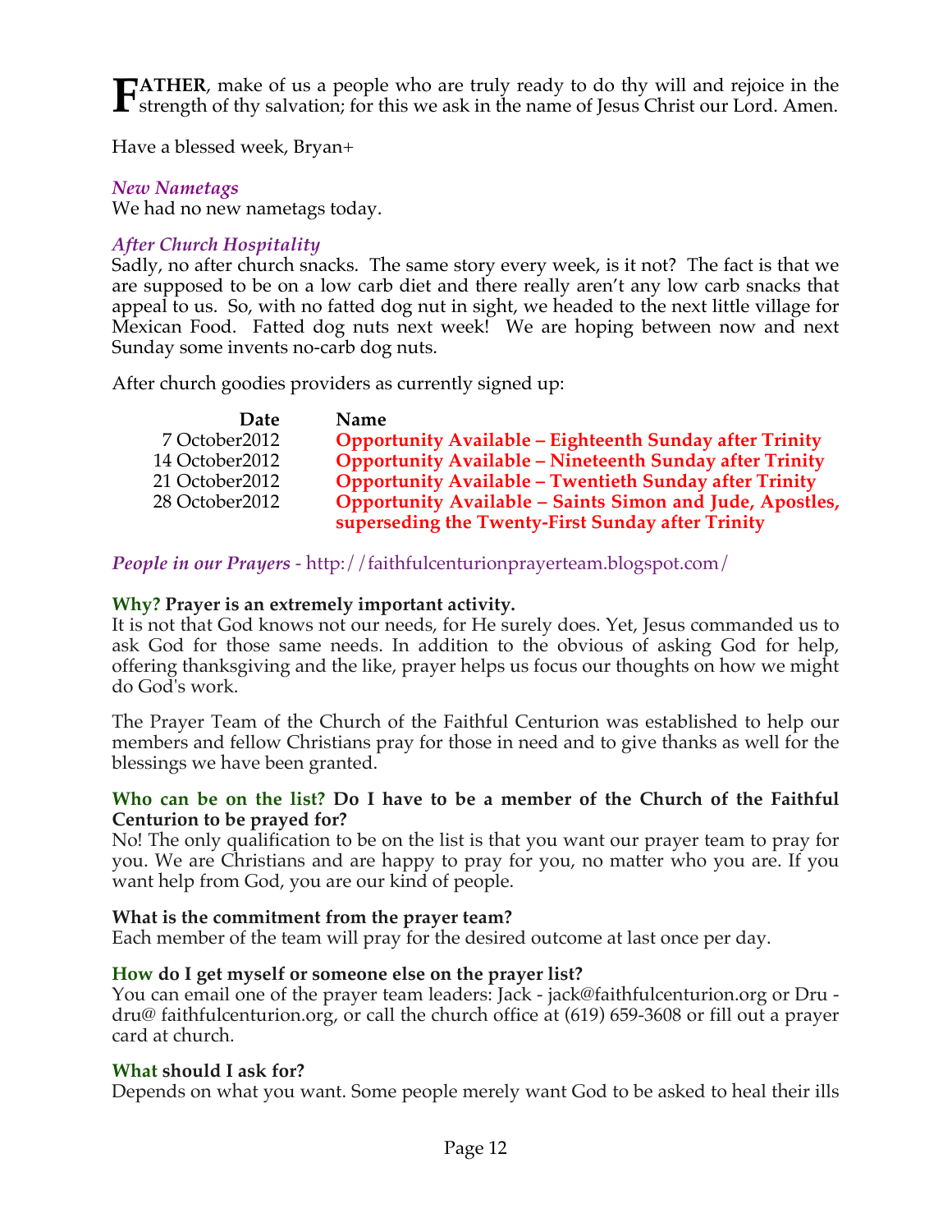**FATHER**, make of us a people who are truly ready to do thy will and rejoice in the strength of thy salvation; for this we ask in the name of Jesus Christ our Lord. Amen.

Have a blessed week, Bryan+

*New Nametags*
We had no new nametags today.

*After Church Hospitality*
Sadly, no after church snacks. The same story every week, is it not? The fact is that we are supposed to be on a low carb diet and there really aren't any low carb snacks that appeal to us. So, with no fatted dog nut in sight, we headed to the next little village for Mexican Food. Fatted dog nuts next week! We are hoping between now and next Sunday some invents no-carb dog nuts.

After church goodies providers as currently signed up:

| Date | Name |
|---|---|
| 7 October2012 | **Opportunity Available – Eighteenth Sunday after Trinity** |
| 14 October2012 | **Opportunity Available – Nineteenth Sunday after Trinity** |
| 21 October2012 | **Opportunity Available – Twentieth Sunday after Trinity** |
| 28 October2012 | **Opportunity Available – Saints Simon and Jude, Apostles, superseding the Twenty-First Sunday after Trinity** |

*People in our Prayers* - http://faithfulcenturionprayerteam.blogspot.com/

**Why? Prayer is an extremely important activity.**
It is not that God knows not our needs, for He surely does. Yet, Jesus commanded us to ask God for those same needs. In addition to the obvious of asking God for help, offering thanksgiving and the like, prayer helps us focus our thoughts on how we might do God's work.

The Prayer Team of the Church of the Faithful Centurion was established to help our members and fellow Christians pray for those in need and to give thanks as well for the blessings we have been granted.

**Who can be on the list? Do I have to be a member of the Church of the Faithful Centurion to be prayed for?**
No! The only qualification to be on the list is that you want our prayer team to pray for you. We are Christians and are happy to pray for you, no matter who you are. If you want help from God, you are our kind of people.

**What is the commitment from the prayer team?**
Each member of the team will pray for the desired outcome at last once per day.

**How do I get myself or someone else on the prayer list?**
You can email one of the prayer team leaders: Jack - jack@faithfulcenturion.org or Dru - dru@ faithfulcenturion.org, or call the church office at (619) 659-3608 or fill out a prayer card at church.

**What should I ask for?**
Depends on what you want. Some people merely want God to be asked to heal their ills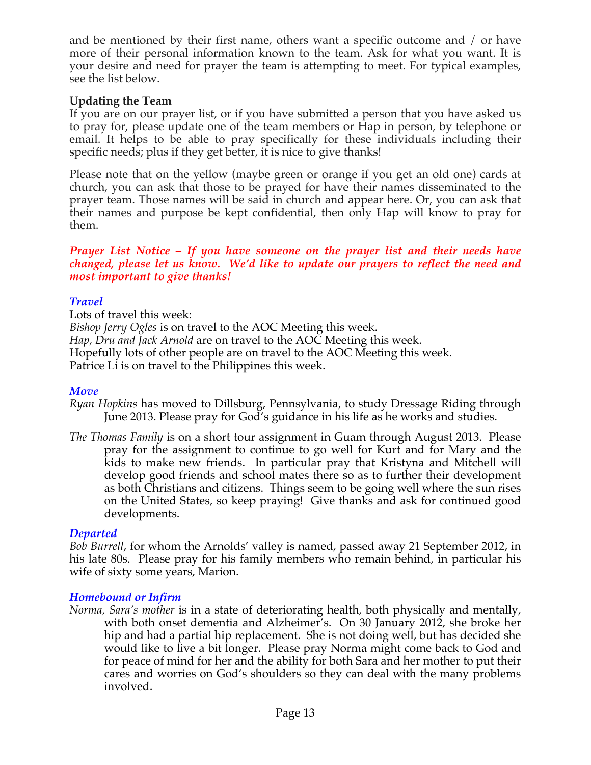and be mentioned by their first name, others want a specific outcome and / or have more of their personal information known to the team. Ask for what you want. It is your desire and need for prayer the team is attempting to meet. For typical examples, see the list below.

**Updating the Team**

If you are on our prayer list, or if you have submitted a person that you have asked us to pray for, please update one of the team members or Hap in person, by telephone or email. It helps to be able to pray specifically for these individuals including their specific needs; plus if they get better, it is nice to give thanks!

Please note that on the yellow (maybe green or orange if you get an old one) cards at church, you can ask that those to be prayed for have their names disseminated to the prayer team. Those names will be said in church and appear here. Or, you can ask that their names and purpose be kept confidential, then only Hap will know to pray for them.

***Prayer List Notice – If you have someone on the prayer list and their needs have changed, please let us know. We'd like to update our prayers to reflect the need and most important to give thanks!***

### *Travel*

Lots of travel this week:
*Bishop Jerry Ogles* is on travel to the AOC Meeting this week.
*Hap, Dru and Jack Arnold* are on travel to the AOC Meeting this week.
Hopefully lots of other people are on travel to the AOC Meeting this week.
Patrice Li is on travel to the Philippines this week.

### *Move*

*Ryan Hopkins* has moved to Dillsburg, Pennsylvania, to study Dressage Riding through June 2013. Please pray for God's guidance in his life as he works and studies.

*The Thomas Family* is on a short tour assignment in Guam through August 2013. Please pray for the assignment to continue to go well for Kurt and for Mary and the kids to make new friends. In particular pray that Kristyna and Mitchell will develop good friends and school mates there so as to further their development as both Christians and citizens. Things seem to be going well where the sun rises on the United States, so keep praying! Give thanks and ask for continued good developments.

### *Departed*

*Bob Burrell*, for whom the Arnolds' valley is named, passed away 21 September 2012, in his late 80s. Please pray for his family members who remain behind, in particular his wife of sixty some years, Marion.

### *Homebound or Infirm*

*Norma, Sara's mother* is in a state of deteriorating health, both physically and mentally, with both onset dementia and Alzheimer's. On 30 January 2012, she broke her hip and had a partial hip replacement. She is not doing well, but has decided she would like to live a bit longer. Please pray Norma might come back to God and for peace of mind for her and the ability for both Sara and her mother to put their cares and worries on God's shoulders so they can deal with the many problems involved.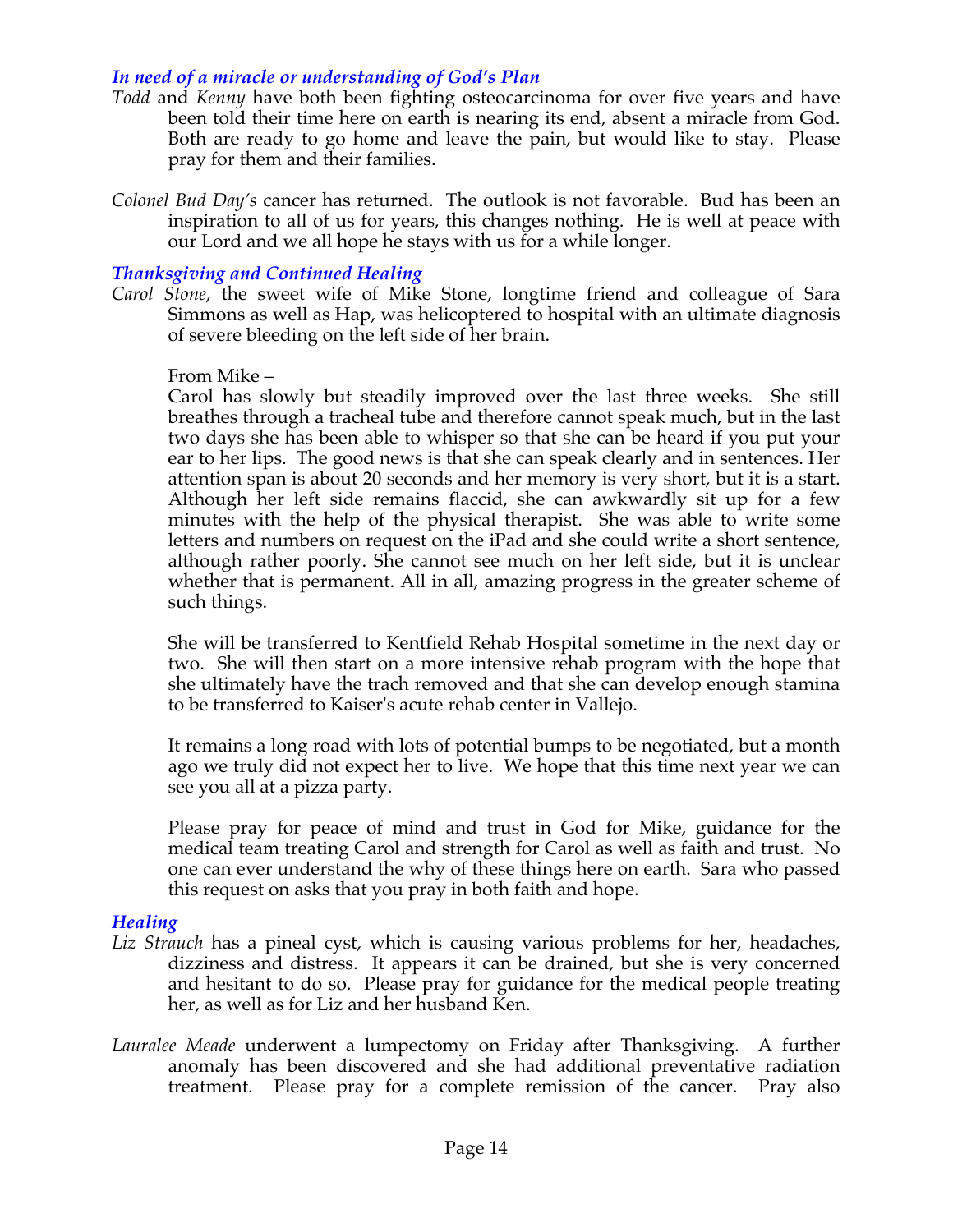### *In need of a miracle or understanding of God's Plan*

*Todd* and *Kenny* have both been fighting osteocarcinoma for over five years and have been told their time here on earth is nearing its end, absent a miracle from God. Both are ready to go home and leave the pain, but would like to stay. Please pray for them and their families.

*Colonel Bud Day's* cancer has returned. The outlook is not favorable. Bud has been an inspiration to all of us for years, this changes nothing. He is well at peace with our Lord and we all hope he stays with us for a while longer.

### *Thanksgiving and Continued Healing*

*Carol Stone*, the sweet wife of Mike Stone, longtime friend and colleague of Sara Simmons as well as Hap, was helicoptered to hospital with an ultimate diagnosis of severe bleeding on the left side of her brain.

From Mike –

Carol has slowly but steadily improved over the last three weeks. She still breathes through a tracheal tube and therefore cannot speak much, but in the last two days she has been able to whisper so that she can be heard if you put your ear to her lips. The good news is that she can speak clearly and in sentences. Her attention span is about 20 seconds and her memory is very short, but it is a start. Although her left side remains flaccid, she can awkwardly sit up for a few minutes with the help of the physical therapist. She was able to write some letters and numbers on request on the iPad and she could write a short sentence, although rather poorly. She cannot see much on her left side, but it is unclear whether that is permanent. All in all, amazing progress in the greater scheme of such things.

She will be transferred to Kentfield Rehab Hospital sometime in the next day or two. She will then start on a more intensive rehab program with the hope that she ultimately have the trach removed and that she can develop enough stamina to be transferred to Kaiser's acute rehab center in Vallejo.

It remains a long road with lots of potential bumps to be negotiated, but a month ago we truly did not expect her to live. We hope that this time next year we can see you all at a pizza party.

Please pray for peace of mind and trust in God for Mike, guidance for the medical team treating Carol and strength for Carol as well as faith and trust. No one can ever understand the why of these things here on earth. Sara who passed this request on asks that you pray in both faith and hope.

### *Healing*

*Liz Strauch* has a pineal cyst, which is causing various problems for her, headaches, dizziness and distress. It appears it can be drained, but she is very concerned and hesitant to do so. Please pray for guidance for the medical people treating her, as well as for Liz and her husband Ken.

*Lauralee Meade* underwent a lumpectomy on Friday after Thanksgiving. A further anomaly has been discovered and she had additional preventative radiation treatment. Please pray for a complete remission of the cancer. Pray also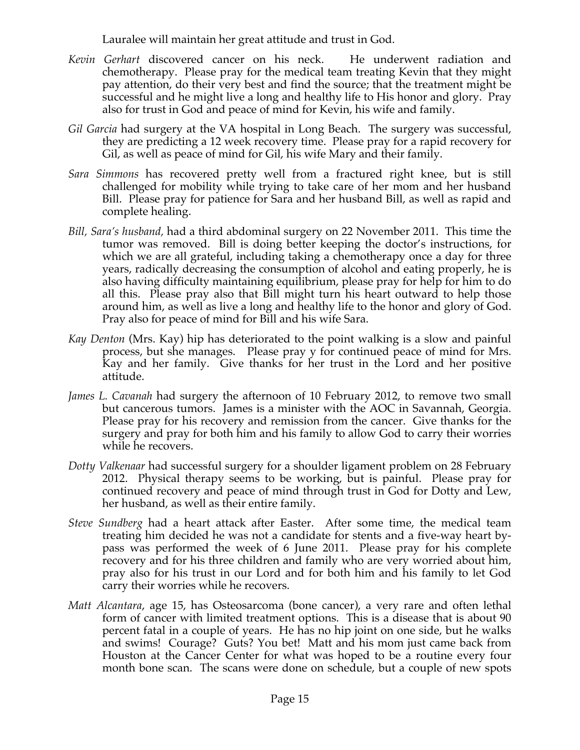Lauralee will maintain her great attitude and trust in God.

*Kevin Gerhart* discovered cancer on his neck. He underwent radiation and chemotherapy. Please pray for the medical team treating Kevin that they might pay attention, do their very best and find the source; that the treatment might be successful and he might live a long and healthy life to His honor and glory. Pray also for trust in God and peace of mind for Kevin, his wife and family.

*Gil Garcia* had surgery at the VA hospital in Long Beach. The surgery was successful, they are predicting a 12 week recovery time. Please pray for a rapid recovery for Gil, as well as peace of mind for Gil, his wife Mary and their family.

*Sara Simmons* has recovered pretty well from a fractured right knee, but is still challenged for mobility while trying to take care of her mom and her husband Bill. Please pray for patience for Sara and her husband Bill, as well as rapid and complete healing.

*Bill, Sara's husband,* had a third abdominal surgery on 22 November 2011. This time the tumor was removed. Bill is doing better keeping the doctor's instructions, for which we are all grateful, including taking a chemotherapy once a day for three years, radically decreasing the consumption of alcohol and eating properly, he is also having difficulty maintaining equilibrium, please pray for help for him to do all this. Please pray also that Bill might turn his heart outward to help those around him, as well as live a long and healthy life to the honor and glory of God. Pray also for peace of mind for Bill and his wife Sara.

*Kay Denton* (Mrs. Kay) hip has deteriorated to the point walking is a slow and painful process, but she manages. Please pray y for continued peace of mind for Mrs. Kay and her family. Give thanks for her trust in the Lord and her positive attitude.

*James L. Cavanah* had surgery the afternoon of 10 February 2012, to remove two small but cancerous tumors. James is a minister with the AOC in Savannah, Georgia. Please pray for his recovery and remission from the cancer. Give thanks for the surgery and pray for both him and his family to allow God to carry their worries while he recovers.

*Dotty Valkenaar* had successful surgery for a shoulder ligament problem on 28 February 2012. Physical therapy seems to be working, but is painful. Please pray for continued recovery and peace of mind through trust in God for Dotty and Lew, her husband, as well as their entire family.

*Steve Sundberg* had a heart attack after Easter. After some time, the medical team treating him decided he was not a candidate for stents and a five-way heart by-pass was performed the week of 6 June 2011. Please pray for his complete recovery and for his three children and family who are very worried about him, pray also for his trust in our Lord and for both him and his family to let God carry their worries while he recovers.

*Matt Alcantara*, age 15, has Osteosarcoma (bone cancer), a very rare and often lethal form of cancer with limited treatment options. This is a disease that is about 90 percent fatal in a couple of years. He has no hip joint on one side, but he walks and swims! Courage? Guts? You bet! Matt and his mom just came back from Houston at the Cancer Center for what was hoped to be a routine every four month bone scan. The scans were done on schedule, but a couple of new spots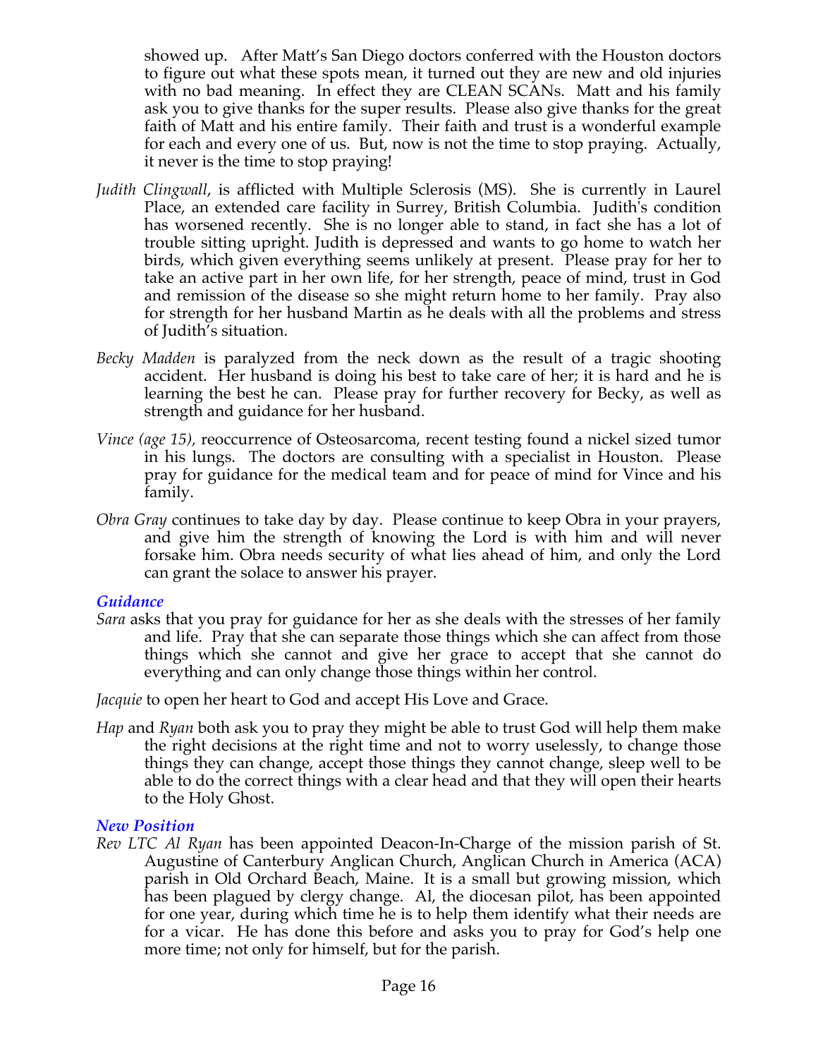showed up. After Matt's San Diego doctors conferred with the Houston doctors to figure out what these spots mean, it turned out they are new and old injuries with no bad meaning. In effect they are CLEAN SCANs. Matt and his family ask you to give thanks for the super results. Please also give thanks for the great faith of Matt and his entire family. Their faith and trust is a wonderful example for each and every one of us. But, now is not the time to stop praying. Actually, it never is the time to stop praying!

*Judith Clingwall*, is afflicted with Multiple Sclerosis (MS). She is currently in Laurel Place, an extended care facility in Surrey, British Columbia. Judith's condition has worsened recently. She is no longer able to stand, in fact she has a lot of trouble sitting upright. Judith is depressed and wants to go home to watch her birds, which given everything seems unlikely at present. Please pray for her to take an active part in her own life, for her strength, peace of mind, trust in God and remission of the disease so she might return home to her family. Pray also for strength for her husband Martin as he deals with all the problems and stress of Judith's situation.

*Becky Madden* is paralyzed from the neck down as the result of a tragic shooting accident. Her husband is doing his best to take care of her; it is hard and he is learning the best he can. Please pray for further recovery for Becky, as well as strength and guidance for her husband.

*Vince (age 15)*, reoccurrence of Osteosarcoma, recent testing found a nickel sized tumor in his lungs. The doctors are consulting with a specialist in Houston. Please pray for guidance for the medical team and for peace of mind for Vince and his family.

*Obra Gray* continues to take day by day. Please continue to keep Obra in your prayers, and give him the strength of knowing the Lord is with him and will never forsake him. Obra needs security of what lies ahead of him, and only the Lord can grant the solace to answer his prayer.

### *Guidance*

*Sara* asks that you pray for guidance for her as she deals with the stresses of her family and life. Pray that she can separate those things which she can affect from those things which she cannot and give her grace to accept that she cannot do everything and can only change those things within her control.

*Jacquie* to open her heart to God and accept His Love and Grace.

*Hap* and *Ryan* both ask you to pray they might be able to trust God will help them make the right decisions at the right time and not to worry uselessly, to change those things they can change, accept those things they cannot change, sleep well to be able to do the correct things with a clear head and that they will open their hearts to the Holy Ghost.

### *New Position*

*Rev LTC Al Ryan* has been appointed Deacon-In-Charge of the mission parish of St. Augustine of Canterbury Anglican Church, Anglican Church in America (ACA) parish in Old Orchard Beach, Maine. It is a small but growing mission, which has been plagued by clergy change. Al, the diocesan pilot, has been appointed for one year, during which time he is to help them identify what their needs are for a vicar. He has done this before and asks you to pray for God's help one more time; not only for himself, but for the parish.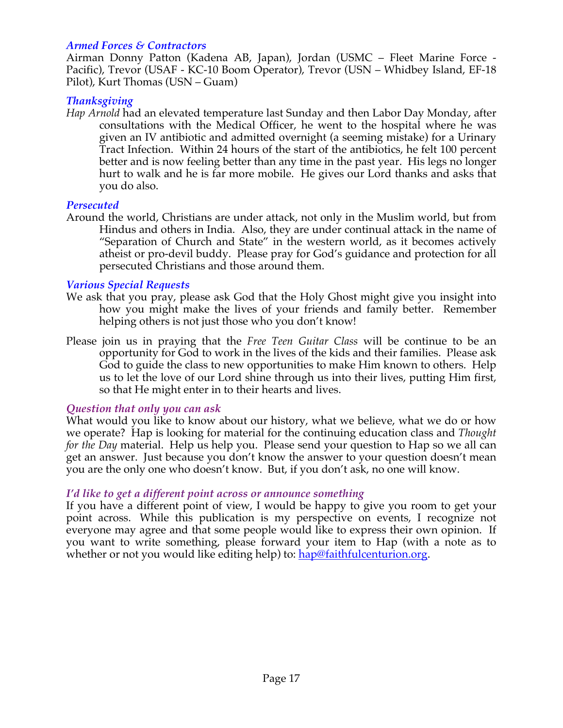### *Armed Forces & Contractors*

Airman Donny Patton (Kadena AB, Japan), Jordan (USMC – Fleet Marine Force - Pacific), Trevor (USAF - KC-10 Boom Operator), Trevor (USN – Whidbey Island, EF-18 Pilot), Kurt Thomas (USN – Guam)

### *Thanksgiving*

*Hap Arnold* had an elevated temperature last Sunday and then Labor Day Monday, after consultations with the Medical Officer, he went to the hospital where he was given an IV antibiotic and admitted overnight (a seeming mistake) for a Urinary Tract Infection. Within 24 hours of the start of the antibiotics, he felt 100 percent better and is now feeling better than any time in the past year. His legs no longer hurt to walk and he is far more mobile. He gives our Lord thanks and asks that you do also.

### *Persecuted*

Around the world, Christians are under attack, not only in the Muslim world, but from Hindus and others in India. Also, they are under continual attack in the name of “Separation of Church and State” in the western world, as it becomes actively atheist or pro-devil buddy. Please pray for God’s guidance and protection for all persecuted Christians and those around them.

### *Various Special Requests*

We ask that you pray, please ask God that the Holy Ghost might give you insight into how you might make the lives of your friends and family better. Remember helping others is not just those who you don’t know!

Please join us in praying that the *Free Teen Guitar Class* will be continue to be an opportunity for God to work in the lives of the kids and their families. Please ask God to guide the class to new opportunities to make Him known to others. Help us to let the love of our Lord shine through us into their lives, putting Him first, so that He might enter in to their hearts and lives.

### *Question that only you can ask*

What would you like to know about our history, what we believe, what we do or how we operate? Hap is looking for material for the continuing education class and *Thought for the Day* material. Help us help you. Please send your question to Hap so we all can get an answer. Just because you don’t know the answer to your question doesn’t mean you are the only one who doesn’t know. But, if you don’t ask, no one will know.

### *I’d like to get a different point across or announce something*

If you have a different point of view, I would be happy to give you room to get your point across. While this publication is my perspective on events, I recognize not everyone may agree and that some people would like to express their own opinion. If you want to write something, please forward your item to Hap (with a note as to whether or not you would like editing help) to: hap@faithfulcenturion.org.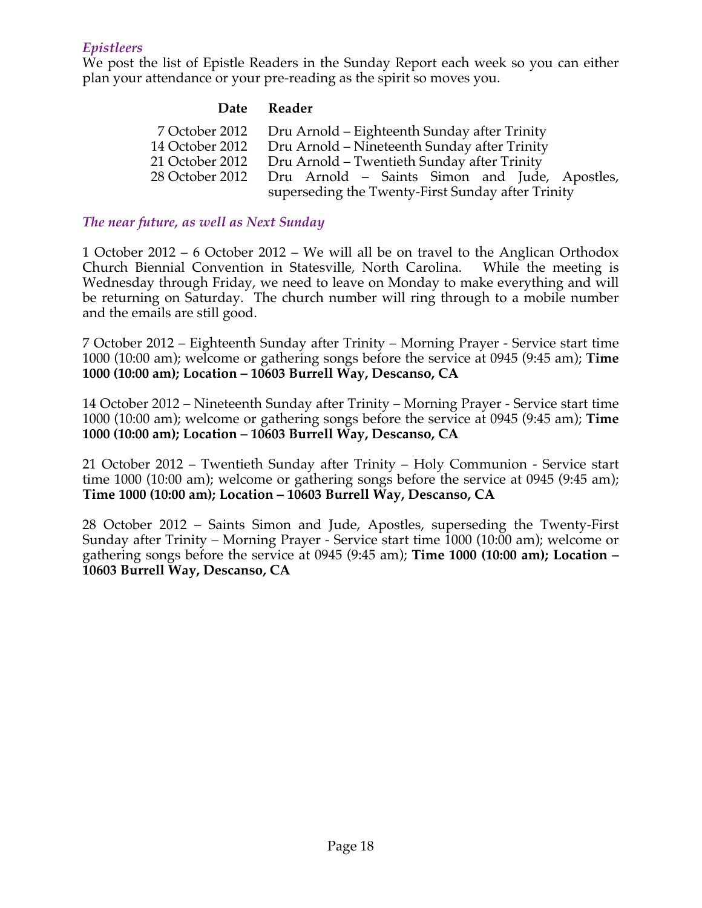### *Epistleers*

We post the list of Epistle Readers in the Sunday Report each week so you can either plan your attendance or your pre-reading as the spirit so moves you.

| Date | Reader |
|---|---|
| 7 October 2012 | Dru Arnold – Eighteenth Sunday after Trinity |
| 14 October 2012 | Dru Arnold – Nineteenth Sunday after Trinity |
| 21 October 2012 | Dru Arnold – Twentieth Sunday after Trinity |
| 28 October 2012 | Dru Arnold – Saints Simon and Jude, Apostles, superseding the Twenty-First Sunday after Trinity |

### *The near future, as well as Next Sunday*

1 October 2012 – 6 October 2012 – We will all be on travel to the Anglican Orthodox Church Biennial Convention in Statesville, North Carolina. While the meeting is Wednesday through Friday, we need to leave on Monday to make everything and will be returning on Saturday. The church number will ring through to a mobile number and the emails are still good.

7 October 2012 – Eighteenth Sunday after Trinity – Morning Prayer - Service start time 1000 (10:00 am); welcome or gathering songs before the service at 0945 (9:45 am); **Time 1000 (10:00 am); Location – 10603 Burrell Way, Descanso, CA**

14 October 2012 – Nineteenth Sunday after Trinity – Morning Prayer - Service start time 1000 (10:00 am); welcome or gathering songs before the service at 0945 (9:45 am); **Time 1000 (10:00 am); Location – 10603 Burrell Way, Descanso, CA**

21 October 2012 – Twentieth Sunday after Trinity – Holy Communion - Service start time 1000 (10:00 am); welcome or gathering songs before the service at 0945 (9:45 am); **Time 1000 (10:00 am); Location – 10603 Burrell Way, Descanso, CA**

28 October 2012 – Saints Simon and Jude, Apostles, superseding the Twenty-First Sunday after Trinity – Morning Prayer - Service start time 1000 (10:00 am); welcome or gathering songs before the service at 0945 (9:45 am); **Time 1000 (10:00 am); Location – 10603 Burrell Way, Descanso, CA**